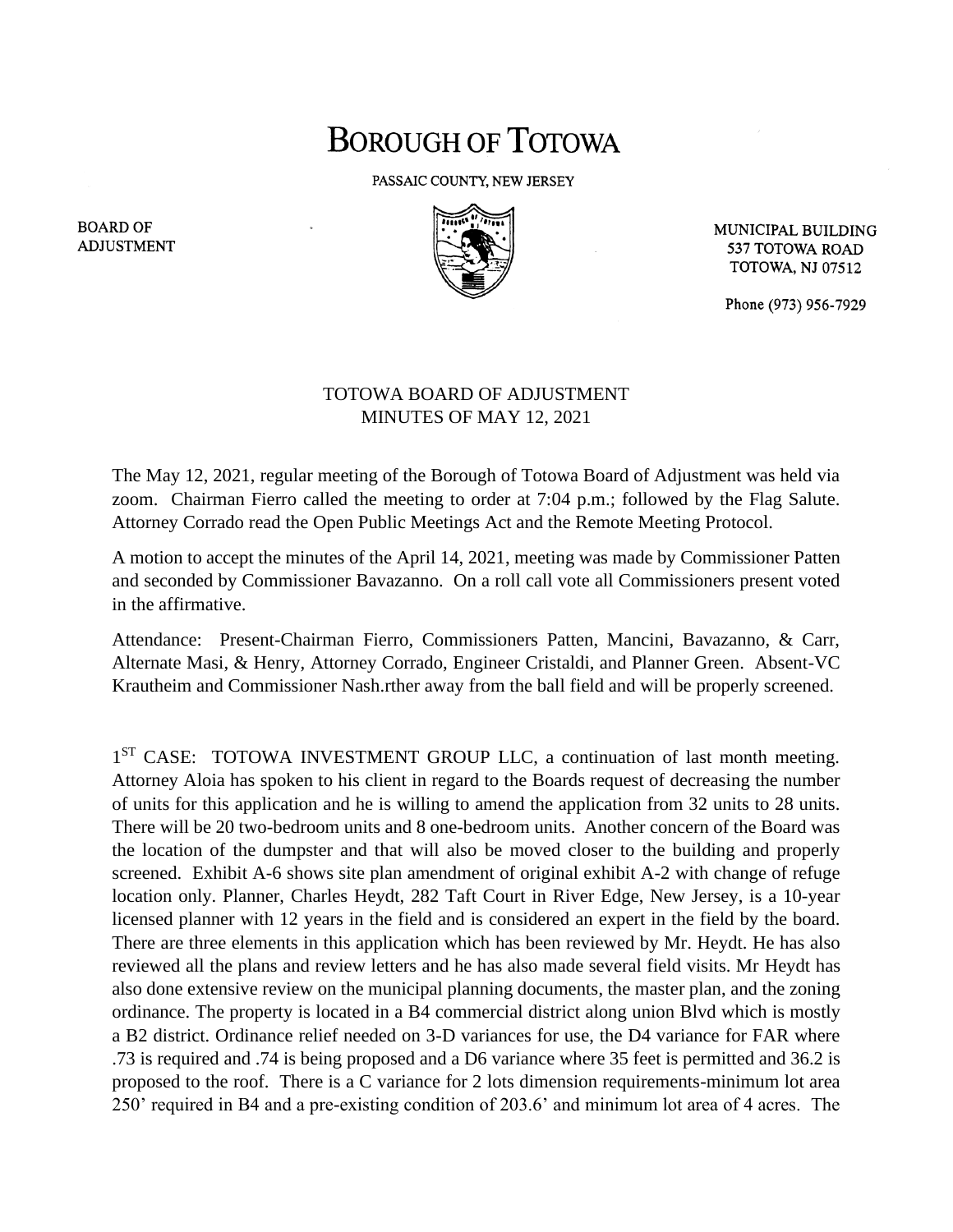# BOROUGH OF TOTOWA

PASSAIC COUNTY, NEW JERSEY

BOARD OF ADJUSTMENT

MUNICIPAL BUILDING
537 TOTOWA ROAD
TOTOWA, NJ 07512

Phone (973) 956-7929

TOTOWA BOARD OF ADJUSTMENT
MINUTES OF MAY 12, 2021

The May 12, 2021, regular meeting of the Borough of Totowa Board of Adjustment was held via zoom. Chairman Fierro called the meeting to order at 7:04 p.m.; followed by the Flag Salute. Attorney Corrado read the Open Public Meetings Act and the Remote Meeting Protocol.

A motion to accept the minutes of the April 14, 2021, meeting was made by Commissioner Patten and seconded by Commissioner Bavazanno. On a roll call vote all Commissioners present voted in the affirmative.

Attendance: Present-Chairman Fierro, Commissioners Patten, Mancini, Bavazanno, & Carr, Alternate Masi, & Henry, Attorney Corrado, Engineer Cristaldi, and Planner Green. Absent-VC Krautheim and Commissioner Nash.rther away from the ball field and will be properly screened.

1ST CASE: TOTOWA INVESTMENT GROUP LLC, a continuation of last month meeting. Attorney Aloia has spoken to his client in regard to the Boards request of decreasing the number of units for this application and he is willing to amend the application from 32 units to 28 units. There will be 20 two-bedroom units and 8 one-bedroom units. Another concern of the Board was the location of the dumpster and that will also be moved closer to the building and properly screened. Exhibit A-6 shows site plan amendment of original exhibit A-2 with change of refuge location only. Planner, Charles Heydt, 282 Taft Court in River Edge, New Jersey, is a 10-year licensed planner with 12 years in the field and is considered an expert in the field by the board. There are three elements in this application which has been reviewed by Mr. Heydt. He has also reviewed all the plans and review letters and he has also made several field visits. Mr Heydt has also done extensive review on the municipal planning documents, the master plan, and the zoning ordinance. The property is located in a B4 commercial district along union Blvd which is mostly a B2 district. Ordinance relief needed on 3-D variances for use, the D4 variance for FAR where .73 is required and .74 is being proposed and a D6 variance where 35 feet is permitted and 36.2 is proposed to the roof. There is a C variance for 2 lots dimension requirements-minimum lot area 250' required in B4 and a pre-existing condition of 203.6' and minimum lot area of 4 acres. The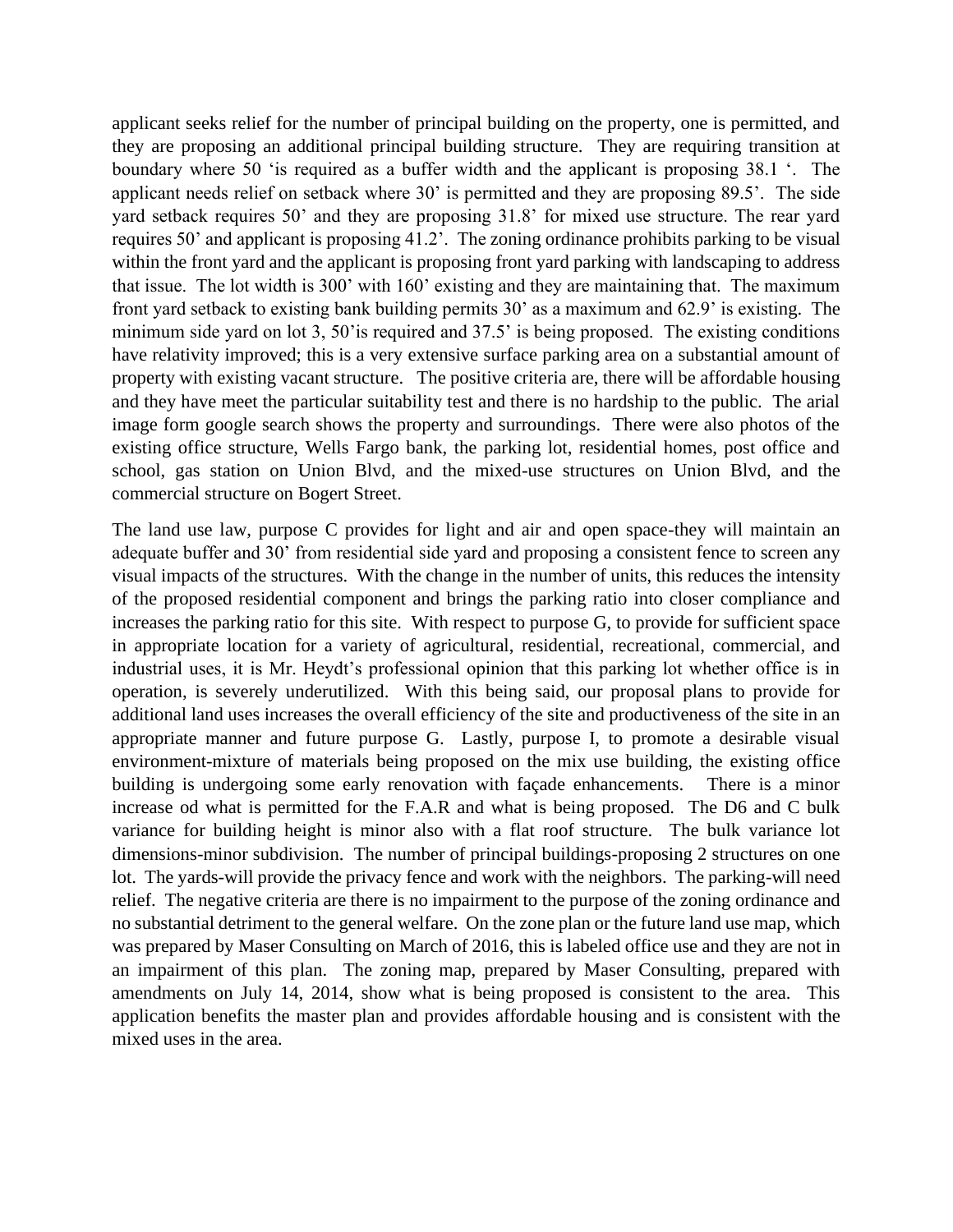applicant seeks relief for the number of principal building on the property, one is permitted, and they are proposing an additional principal building structure. They are requiring transition at boundary where 50 'is required as a buffer width and the applicant is proposing 38.1 '. The applicant needs relief on setback where 30' is permitted and they are proposing 89.5'. The side yard setback requires 50' and they are proposing 31.8' for mixed use structure. The rear yard requires 50' and applicant is proposing 41.2'. The zoning ordinance prohibits parking to be visual within the front yard and the applicant is proposing front yard parking with landscaping to address that issue. The lot width is 300' with 160' existing and they are maintaining that. The maximum front yard setback to existing bank building permits 30' as a maximum and 62.9' is existing. The minimum side yard on lot 3, 50'is required and 37.5' is being proposed. The existing conditions have relativity improved; this is a very extensive surface parking area on a substantial amount of property with existing vacant structure. The positive criteria are, there will be affordable housing and they have meet the particular suitability test and there is no hardship to the public. The arial image form google search shows the property and surroundings. There were also photos of the existing office structure, Wells Fargo bank, the parking lot, residential homes, post office and school, gas station on Union Blvd, and the mixed-use structures on Union Blvd, and the commercial structure on Bogert Street.

The land use law, purpose C provides for light and air and open space-they will maintain an adequate buffer and 30' from residential side yard and proposing a consistent fence to screen any visual impacts of the structures. With the change in the number of units, this reduces the intensity of the proposed residential component and brings the parking ratio into closer compliance and increases the parking ratio for this site. With respect to purpose G, to provide for sufficient space in appropriate location for a variety of agricultural, residential, recreational, commercial, and industrial uses, it is Mr. Heydt's professional opinion that this parking lot whether office is in operation, is severely underutilized. With this being said, our proposal plans to provide for additional land uses increases the overall efficiency of the site and productiveness of the site in an appropriate manner and future purpose G. Lastly, purpose I, to promote a desirable visual environment-mixture of materials being proposed on the mix use building, the existing office building is undergoing some early renovation with façade enhancements. There is a minor increase od what is permitted for the F.A.R and what is being proposed. The D6 and C bulk variance for building height is minor also with a flat roof structure. The bulk variance lot dimensions-minor subdivision. The number of principal buildings-proposing 2 structures on one lot. The yards-will provide the privacy fence and work with the neighbors. The parking-will need relief. The negative criteria are there is no impairment to the purpose of the zoning ordinance and no substantial detriment to the general welfare. On the zone plan or the future land use map, which was prepared by Maser Consulting on March of 2016, this is labeled office use and they are not in an impairment of this plan. The zoning map, prepared by Maser Consulting, prepared with amendments on July 14, 2014, show what is being proposed is consistent to the area. This application benefits the master plan and provides affordable housing and is consistent with the mixed uses in the area.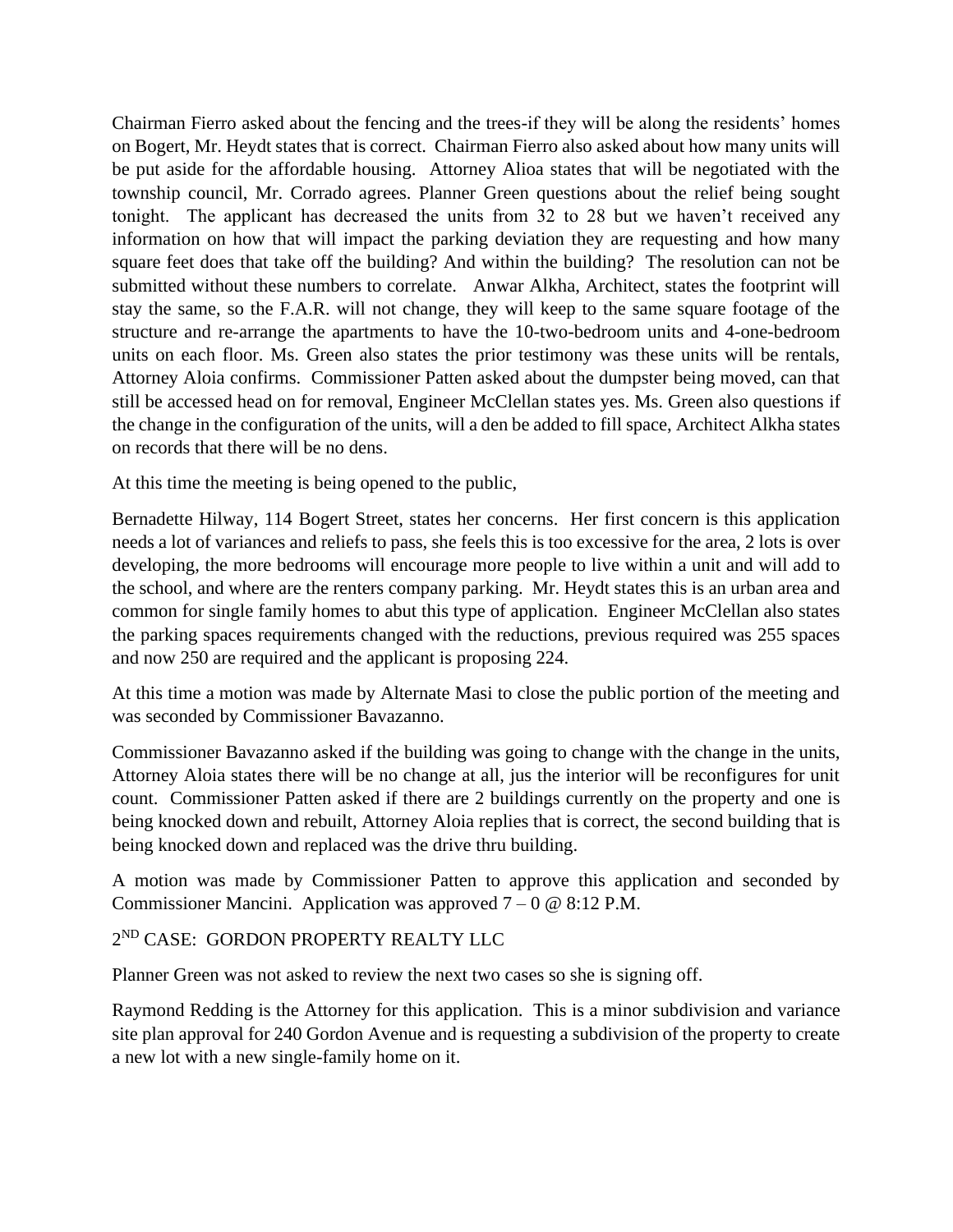Chairman Fierro asked about the fencing and the trees-if they will be along the residents' homes on Bogert, Mr. Heydt states that is correct. Chairman Fierro also asked about how many units will be put aside for the affordable housing. Attorney Alioa states that will be negotiated with the township council, Mr. Corrado agrees. Planner Green questions about the relief being sought tonight. The applicant has decreased the units from 32 to 28 but we haven't received any information on how that will impact the parking deviation they are requesting and how many square feet does that take off the building? And within the building? The resolution can not be submitted without these numbers to correlate. Anwar Alkha, Architect, states the footprint will stay the same, so the F.A.R. will not change, they will keep to the same square footage of the structure and re-arrange the apartments to have the 10-two-bedroom units and 4-one-bedroom units on each floor. Ms. Green also states the prior testimony was these units will be rentals, Attorney Aloia confirms. Commissioner Patten asked about the dumpster being moved, can that still be accessed head on for removal, Engineer McClellan states yes. Ms. Green also questions if the change in the configuration of the units, will a den be added to fill space, Architect Alkha states on records that there will be no dens.

At this time the meeting is being opened to the public,

Bernadette Hilway, 114 Bogert Street, states her concerns. Her first concern is this application needs a lot of variances and reliefs to pass, she feels this is too excessive for the area, 2 lots is over developing, the more bedrooms will encourage more people to live within a unit and will add to the school, and where are the renters company parking. Mr. Heydt states this is an urban area and common for single family homes to abut this type of application. Engineer McClellan also states the parking spaces requirements changed with the reductions, previous required was 255 spaces and now 250 are required and the applicant is proposing 224.

At this time a motion was made by Alternate Masi to close the public portion of the meeting and was seconded by Commissioner Bavazanno.

Commissioner Bavazanno asked if the building was going to change with the change in the units, Attorney Aloia states there will be no change at all, jus the interior will be reconfigures for unit count. Commissioner Patten asked if there are 2 buildings currently on the property and one is being knocked down and rebuilt, Attorney Aloia replies that is correct, the second building that is being knocked down and replaced was the drive thru building.

A motion was made by Commissioner Patten to approve this application and seconded by Commissioner Mancini. Application was approved 7 – 0 @ 8:12 P.M.

2ND CASE: GORDON PROPERTY REALTY LLC

Planner Green was not asked to review the next two cases so she is signing off.

Raymond Redding is the Attorney for this application. This is a minor subdivision and variance site plan approval for 240 Gordon Avenue and is requesting a subdivision of the property to create a new lot with a new single-family home on it.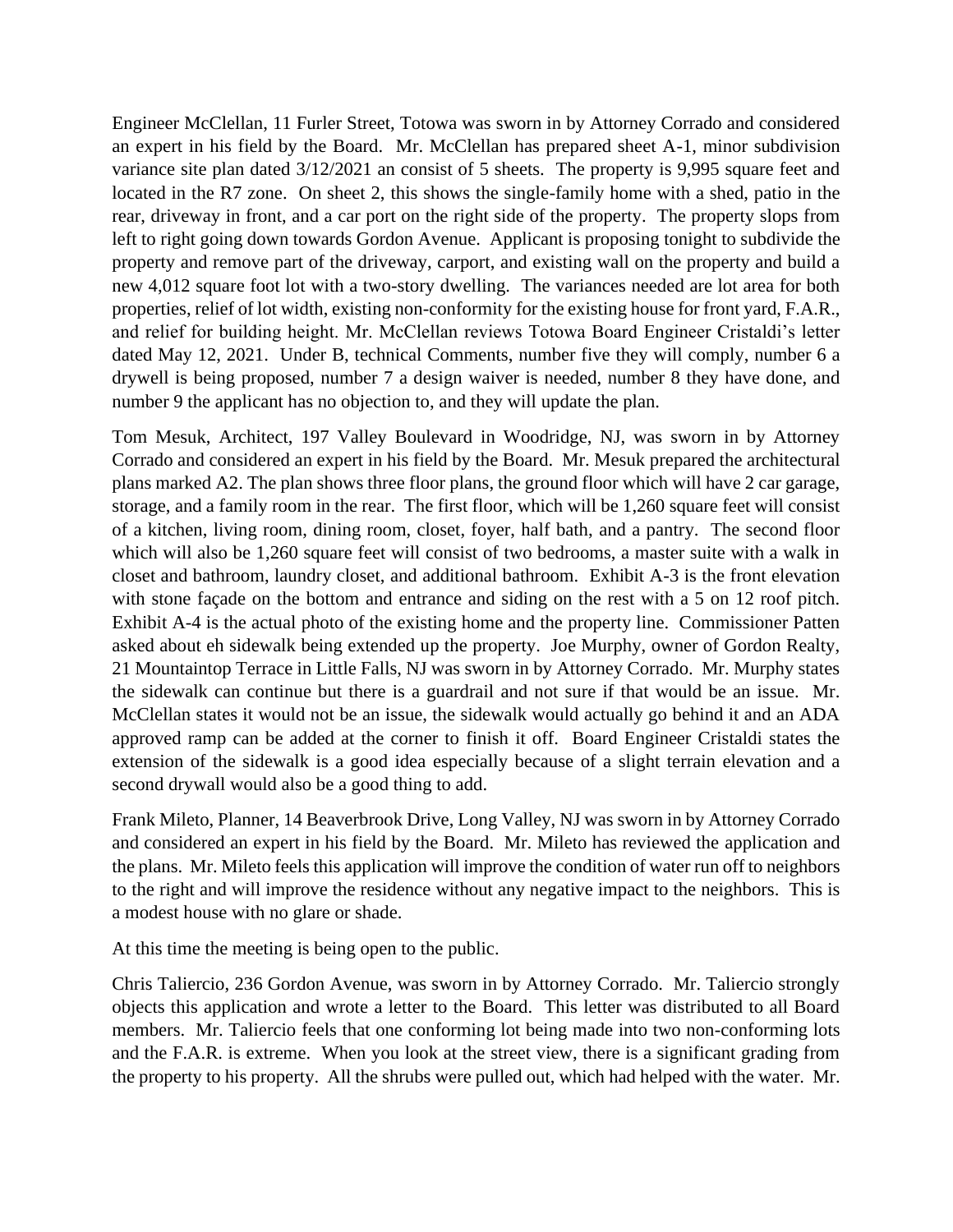Engineer McClellan, 11 Furler Street, Totowa was sworn in by Attorney Corrado and considered an expert in his field by the Board. Mr. McClellan has prepared sheet A-1, minor subdivision variance site plan dated 3/12/2021 an consist of 5 sheets. The property is 9,995 square feet and located in the R7 zone. On sheet 2, this shows the single-family home with a shed, patio in the rear, driveway in front, and a car port on the right side of the property. The property slops from left to right going down towards Gordon Avenue. Applicant is proposing tonight to subdivide the property and remove part of the driveway, carport, and existing wall on the property and build a new 4,012 square foot lot with a two-story dwelling. The variances needed are lot area for both properties, relief of lot width, existing non-conformity for the existing house for front yard, F.A.R., and relief for building height. Mr. McClellan reviews Totowa Board Engineer Cristaldi's letter dated May 12, 2021. Under B, technical Comments, number five they will comply, number 6 a drywell is being proposed, number 7 a design waiver is needed, number 8 they have done, and number 9 the applicant has no objection to, and they will update the plan.

Tom Mesuk, Architect, 197 Valley Boulevard in Woodridge, NJ, was sworn in by Attorney Corrado and considered an expert in his field by the Board. Mr. Mesuk prepared the architectural plans marked A2. The plan shows three floor plans, the ground floor which will have 2 car garage, storage, and a family room in the rear. The first floor, which will be 1,260 square feet will consist of a kitchen, living room, dining room, closet, foyer, half bath, and a pantry. The second floor which will also be 1,260 square feet will consist of two bedrooms, a master suite with a walk in closet and bathroom, laundry closet, and additional bathroom. Exhibit A-3 is the front elevation with stone façade on the bottom and entrance and siding on the rest with a 5 on 12 roof pitch. Exhibit A-4 is the actual photo of the existing home and the property line. Commissioner Patten asked about eh sidewalk being extended up the property. Joe Murphy, owner of Gordon Realty, 21 Mountaintop Terrace in Little Falls, NJ was sworn in by Attorney Corrado. Mr. Murphy states the sidewalk can continue but there is a guardrail and not sure if that would be an issue. Mr. McClellan states it would not be an issue, the sidewalk would actually go behind it and an ADA approved ramp can be added at the corner to finish it off. Board Engineer Cristaldi states the extension of the sidewalk is a good idea especially because of a slight terrain elevation and a second drywall would also be a good thing to add.

Frank Mileto, Planner, 14 Beaverbrook Drive, Long Valley, NJ was sworn in by Attorney Corrado and considered an expert in his field by the Board. Mr. Mileto has reviewed the application and the plans. Mr. Mileto feels this application will improve the condition of water run off to neighbors to the right and will improve the residence without any negative impact to the neighbors. This is a modest house with no glare or shade.

At this time the meeting is being open to the public.

Chris Taliercio, 236 Gordon Avenue, was sworn in by Attorney Corrado. Mr. Taliercio strongly objects this application and wrote a letter to the Board. This letter was distributed to all Board members. Mr. Taliercio feels that one conforming lot being made into two non-conforming lots and the F.A.R. is extreme. When you look at the street view, there is a significant grading from the property to his property. All the shrubs were pulled out, which had helped with the water. Mr.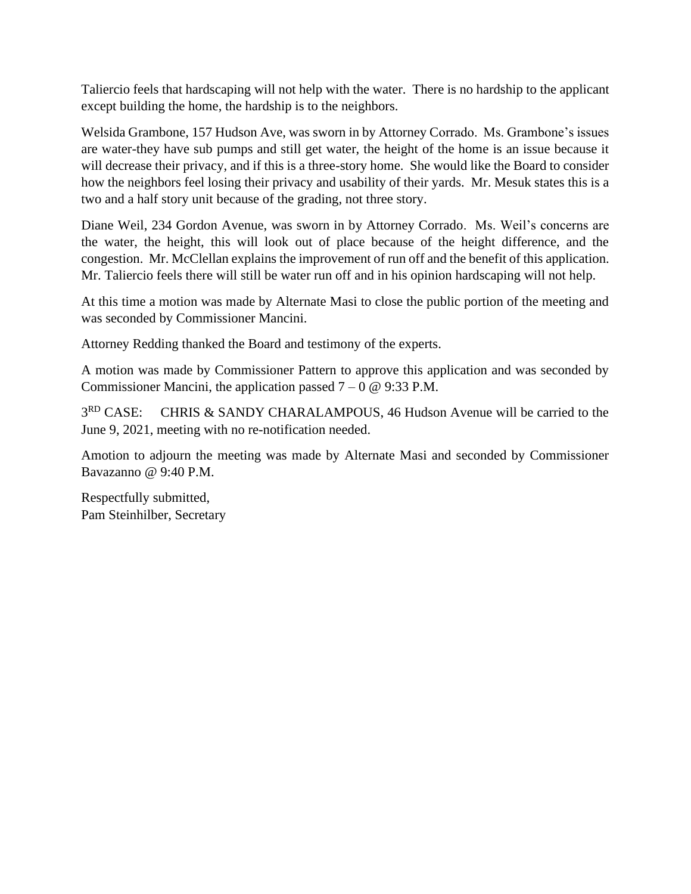Taliercio feels that hardscaping will not help with the water. There is no hardship to the applicant except building the home, the hardship is to the neighbors.

Welsida Grambone, 157 Hudson Ave, was sworn in by Attorney Corrado. Ms. Grambone's issues are water-they have sub pumps and still get water, the height of the home is an issue because it will decrease their privacy, and if this is a three-story home. She would like the Board to consider how the neighbors feel losing their privacy and usability of their yards. Mr. Mesuk states this is a two and a half story unit because of the grading, not three story.

Diane Weil, 234 Gordon Avenue, was sworn in by Attorney Corrado. Ms. Weil's concerns are the water, the height, this will look out of place because of the height difference, and the congestion. Mr. McClellan explains the improvement of run off and the benefit of this application. Mr. Taliercio feels there will still be water run off and in his opinion hardscaping will not help.

At this time a motion was made by Alternate Masi to close the public portion of the meeting and was seconded by Commissioner Mancini.

Attorney Redding thanked the Board and testimony of the experts.

A motion was made by Commissioner Pattern to approve this application and was seconded by Commissioner Mancini, the application passed 7 – 0 @ 9:33 P.M.

3RD CASE: CHRIS & SANDY CHARALAMPOUS, 46 Hudson Avenue will be carried to the June 9, 2021, meeting with no re-notification needed.

Amotion to adjourn the meeting was made by Alternate Masi and seconded by Commissioner Bavazanno @ 9:40 P.M.

Respectfully submitted,
Pam Steinhilber, Secretary